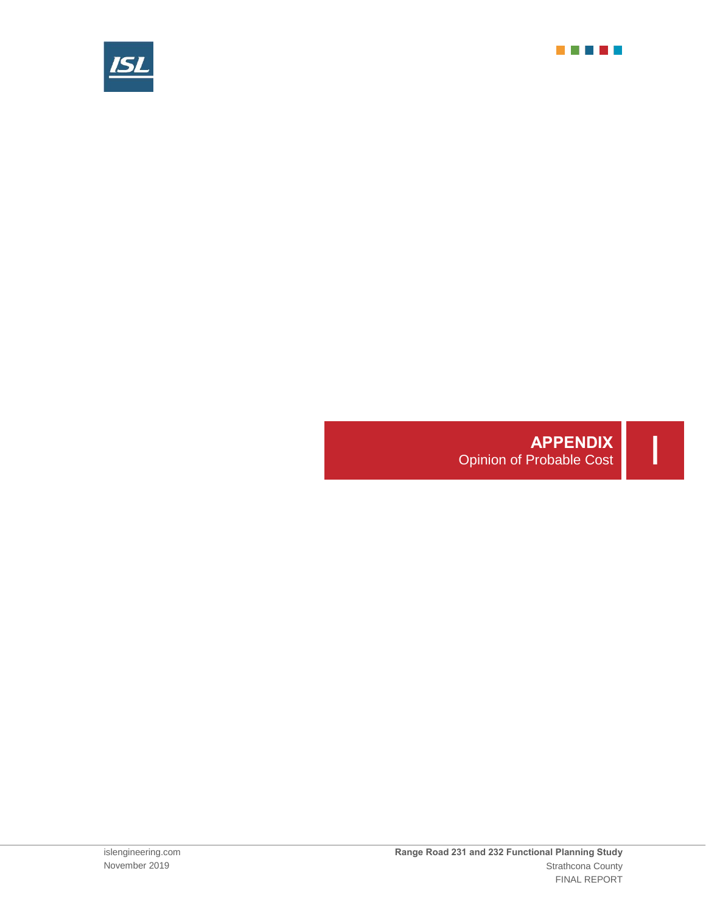# APPENDIX I
Opinion of Probable Cost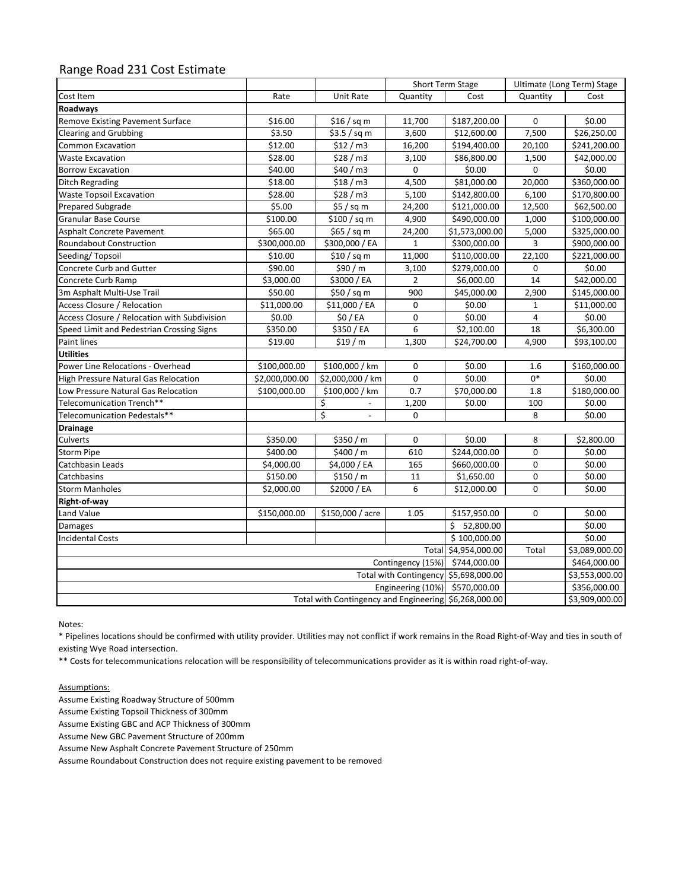# Range Road 231 Cost Estimate

| | | | Short Term Stage | | Ultimate (Long Term) Stage | |
|---|---|---|---|---|---|---|
| Cost Item | Rate | Unit Rate | Quantity | Cost | Quantity | Cost |
| **Roadways** | | | | | | |
| Remove Existing Pavement Surface | $16.00 | $16 / sq m | 11,700 | $187,200.00 | 0 | $0.00 |
| Clearing and Grubbing | $3.50 | $3.5 / sq m | 3,600 | $12,600.00 | 7,500 | $26,250.00 |
| Common Excavation | $12.00 | $12 / m3 | 16,200 | $194,400.00 | 20,100 | $241,200.00 |
| Waste Excavation | $28.00 | $28 / m3 | 3,100 | $86,800.00 | 1,500 | $42,000.00 |
| Borrow Excavation | $40.00 | $40 / m3 | 0 | $0.00 | 0 | $0.00 |
| Ditch Regrading | $18.00 | $18 / m3 | 4,500 | $81,000.00 | 20,000 | $360,000.00 |
| Waste Topsoil Excavation | $28.00 | $28 / m3 | 5,100 | $142,800.00 | 6,100 | $170,800.00 |
| Prepared Subgrade | $5.00 | $5 / sq m | 24,200 | $121,000.00 | 12,500 | $62,500.00 |
| Granular Base Course | $100.00 | $100 / sq m | 4,900 | $490,000.00 | 1,000 | $100,000.00 |
| Asphalt Concrete Pavement | $65.00 | $65 / sq m | 24,200 | $1,573,000.00 | 5,000 | $325,000.00 |
| Roundabout Construction | $300,000.00 | $300,000 / EA | 1 | $300,000.00 | 3 | $900,000.00 |
| Seeding/ Topsoil | $10.00 | $10 / sq m | 11,000 | $110,000.00 | 22,100 | $221,000.00 |
| Concrete Curb and Gutter | $90.00 | $90 / m | 3,100 | $279,000.00 | 0 | $0.00 |
| Concrete Curb Ramp | $3,000.00 | $3000 / EA | 2 | $6,000.00 | 14 | $42,000.00 |
| 3m Asphalt Multi-Use Trail | $50.00 | $50 / sq m | 900 | $45,000.00 | 2,900 | $145,000.00 |
| Access Closure / Relocation | $11,000.00 | $11,000 / EA | 0 | $0.00 | 1 | $11,000.00 |
| Access Closure / Relocation with Subdivision | $0.00 | $0 / EA | 0 | $0.00 | 4 | $0.00 |
| Speed Limit and Pedestrian Crossing Signs | $350.00 | $350 / EA | 6 | $2,100.00 | 18 | $6,300.00 |
| Paint lines | $19.00 | $19 / m | 1,300 | $24,700.00 | 4,900 | $93,100.00 |
| **Utilities** | | | | | | |
| Power Line Relocations - Overhead | $100,000.00 | $100,000 / km | 0 | $0.00 | 1.6 | $160,000.00 |
| High Pressure Natural Gas Relocation | $2,000,000.00 | $2,000,000 / km | 0 | $0.00 | 0* | $0.00 |
| Low Pressure Natural Gas Relocation | $100,000.00 | $100,000 / km | 0.7 | $70,000.00 | 1.8 | $180,000.00 |
| Telecomunication Trench** | | $ - | 1,200 | $0.00 | 100 | $0.00 |
| Telecomunication Pedestals** | | $ - | 0 | | 8 | $0.00 |
| **Drainage** | | | | | | |
| Culverts | $350.00 | $350 / m | 0 | $0.00 | 8 | $2,800.00 |
| Storm Pipe | $400.00 | $400 / m | 610 | $244,000.00 | 0 | $0.00 |
| Catchbasin Leads | $4,000.00 | $4,000 / EA | 165 | $660,000.00 | 0 | $0.00 |
| Catchbasins | $150.00 | $150 / m | 11 | $1,650.00 | 0 | $0.00 |
| Storm Manholes | $2,000.00 | $2000 / EA | 6 | $12,000.00 | 0 | $0.00 |
| **Right-of-way** | | | | | | |
| Land Value | $150,000.00 | $150,000 / acre | 1.05 | $157,950.00 | 0 | $0.00 |
| Damages | | | | $ 52,800.00 | | $0.00 |
| Incidental Costs | | | | $ 100,000.00 | | $0.00 |
| | | | Total | $4,954,000.00 | Total | $3,089,000.00 |
| | | | Contingency (15%) | $744,000.00 | | $464,000.00 |
| | | | Total with Contingency | $5,698,000.00 | | $3,553,000.00 |
| | | | Engineering (10%) | $570,000.00 | | $356,000.00 |
| | | | Total with Contingency and Engineering | $6,268,000.00 | | $3,909,000.00 |

Notes:

* Pipelines locations should be confirmed with utility provider. Utilities may not conflict if work remains in the Road Right-of-Way and ties in south of existing Wye Road intersection.

** Costs for telecommunications relocation will be responsibility of telecommunications provider as it is within road right-of-way.

Assumptions:

Assume Existing Roadway Structure of 500mm

Assume Existing Topsoil Thickness of 300mm

Assume Existing GBC and ACP Thickness of 300mm

Assume New GBC Pavement Structure of 200mm

Assume New Asphalt Concrete Pavement Structure of 250mm

Assume Roundabout Construction does not require existing pavement to be removed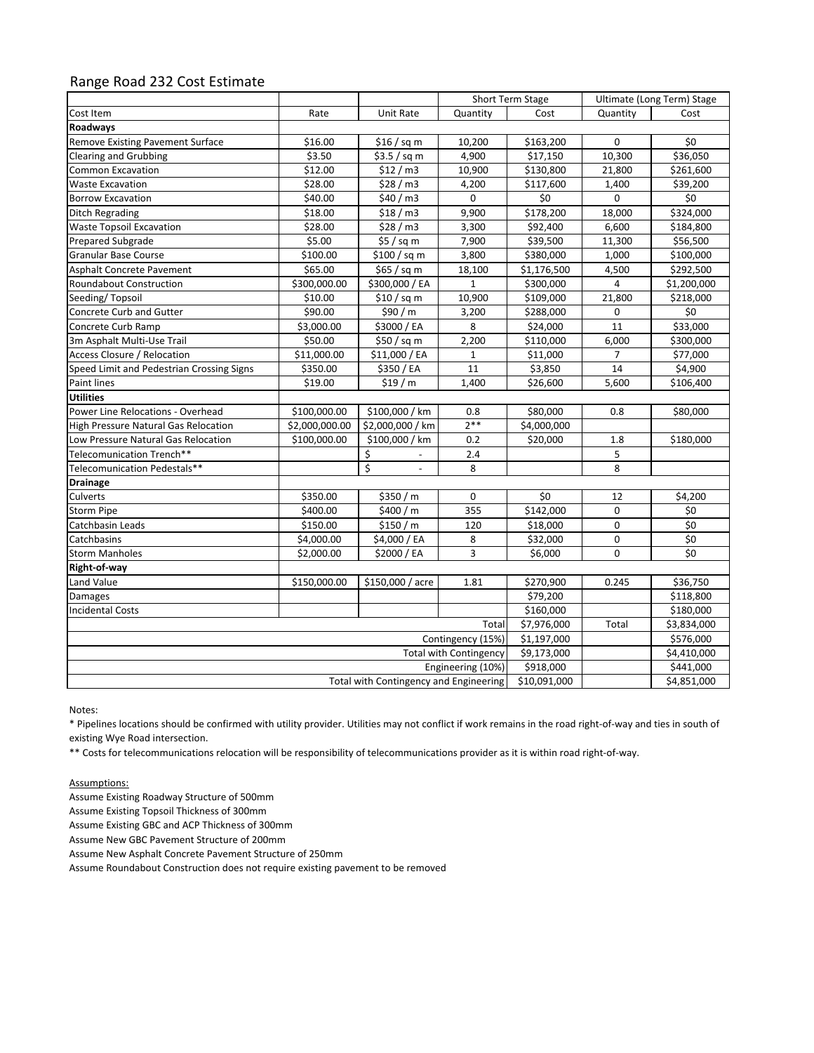# Range Road 232 Cost Estimate

| Cost Item | Rate | Unit Rate | Short Term Stage | | Ultimate (Long Term) Stage | |
|---|---|---|---|---|---|---|
| | | | Quantity | Cost | Quantity | Cost |
| **Roadways** | | | | | | |
| Remove Existing Pavement Surface | $16.00 | $16 / sq m | 10,200 | $163,200 | 0 | $0 |
| Clearing and Grubbing | $3.50 | $3.5 / sq m | 4,900 | $17,150 | 10,300 | $36,050 |
| Common Excavation | $12.00 | $12 / m3 | 10,900 | $130,800 | 21,800 | $261,600 |
| Waste Excavation | $28.00 | $28 / m3 | 4,200 | $117,600 | 1,400 | $39,200 |
| Borrow Excavation | $40.00 | $40 / m3 | 0 | $0 | 0 | $0 |
| Ditch Regrading | $18.00 | $18 / m3 | 9,900 | $178,200 | 18,000 | $324,000 |
| Waste Topsoil Excavation | $28.00 | $28 / m3 | 3,300 | $92,400 | 6,600 | $184,800 |
| Prepared Subgrade | $5.00 | $5 / sq m | 7,900 | $39,500 | 11,300 | $56,500 |
| Granular Base Course | $100.00 | $100 / sq m | 3,800 | $380,000 | 1,000 | $100,000 |
| Asphalt Concrete Pavement | $65.00 | $65 / sq m | 18,100 | $1,176,500 | 4,500 | $292,500 |
| Roundabout Construction | $300,000.00 | $300,000 / EA | 1 | $300,000 | 4 | $1,200,000 |
| Seeding/ Topsoil | $10.00 | $10 / sq m | 10,900 | $109,000 | 21,800 | $218,000 |
| Concrete Curb and Gutter | $90.00 | $90 / m | 3,200 | $288,000 | 0 | $0 |
| Concrete Curb Ramp | $3,000.00 | $3000 / EA | 8 | $24,000 | 11 | $33,000 |
| 3m Asphalt Multi-Use Trail | $50.00 | $50 / sq m | 2,200 | $110,000 | 6,000 | $300,000 |
| Access Closure / Relocation | $11,000.00 | $11,000 / EA | 1 | $11,000 | 7 | $77,000 |
| Speed Limit and Pedestrian Crossing Signs | $350.00 | $350 / EA | 11 | $3,850 | 14 | $4,900 |
| Paint lines | $19.00 | $19 / m | 1,400 | $26,600 | 5,600 | $106,400 |
| **Utilities** | | | | | | |
| Power Line Relocations - Overhead | $100,000.00 | $100,000 / km | 0.8 | $80,000 | 0.8 | $80,000 |
| High Pressure Natural Gas Relocation | $2,000,000.00 | $2,000,000 / km | 2** | $4,000,000 | | |
| Low Pressure Natural Gas Relocation | $100,000.00 | $100,000 / km | 0.2 | $20,000 | 1.8 | $180,000 |
| Telecomunication Trench** | | $ - | 2.4 | | 5 | |
| Telecomunication Pedestals** | | $ - | 8 | | 8 | |
| **Drainage** | | | | | | |
| Culverts | $350.00 | $350 / m | 0 | $0 | 12 | $4,200 |
| Storm Pipe | $400.00 | $400 / m | 355 | $142,000 | 0 | $0 |
| Catchbasin Leads | $150.00 | $150 / m | 120 | $18,000 | 0 | $0 |
| Catchbasins | $4,000.00 | $4,000 / EA | 8 | $32,000 | 0 | $0 |
| Storm Manholes | $2,000.00 | $2000 / EA | 3 | $6,000 | 0 | $0 |
| **Right-of-way** | | | | | | |
| Land Value | $150,000.00 | $150,000 / acre | 1.81 | $270,900 | 0.245 | $36,750 |
| Damages | | | | $79,200 | | $118,800 |
| Incidental Costs | | | | $160,000 | | $180,000 |
| | | | Total | $7,976,000 | Total | $3,834,000 |
| | | | Contingency (15%) | $1,197,000 | | $576,000 |
| | | | Total with Contingency | $9,173,000 | | $4,410,000 |
| | | | Engineering (10%) | $918,000 | | $441,000 |
| | | | Total with Contingency and Engineering | $10,091,000 | | $4,851,000 |

Notes:

* Pipelines locations should be confirmed with utility provider. Utilities may not conflict if work remains in the road right-of-way and ties in south of existing Wye Road intersection.

** Costs for telecommunications relocation will be responsibility of telecommunications provider as it is within road right-of-way.

<u>Assumptions:</u>

Assume Existing Roadway Structure of 500mm
Assume Existing Topsoil Thickness of 300mm
Assume Existing GBC and ACP Thickness of 300mm
Assume New GBC Pavement Structure of 200mm
Assume New Asphalt Concrete Pavement Structure of 250mm
Assume Roundabout Construction does not require existing pavement to be removed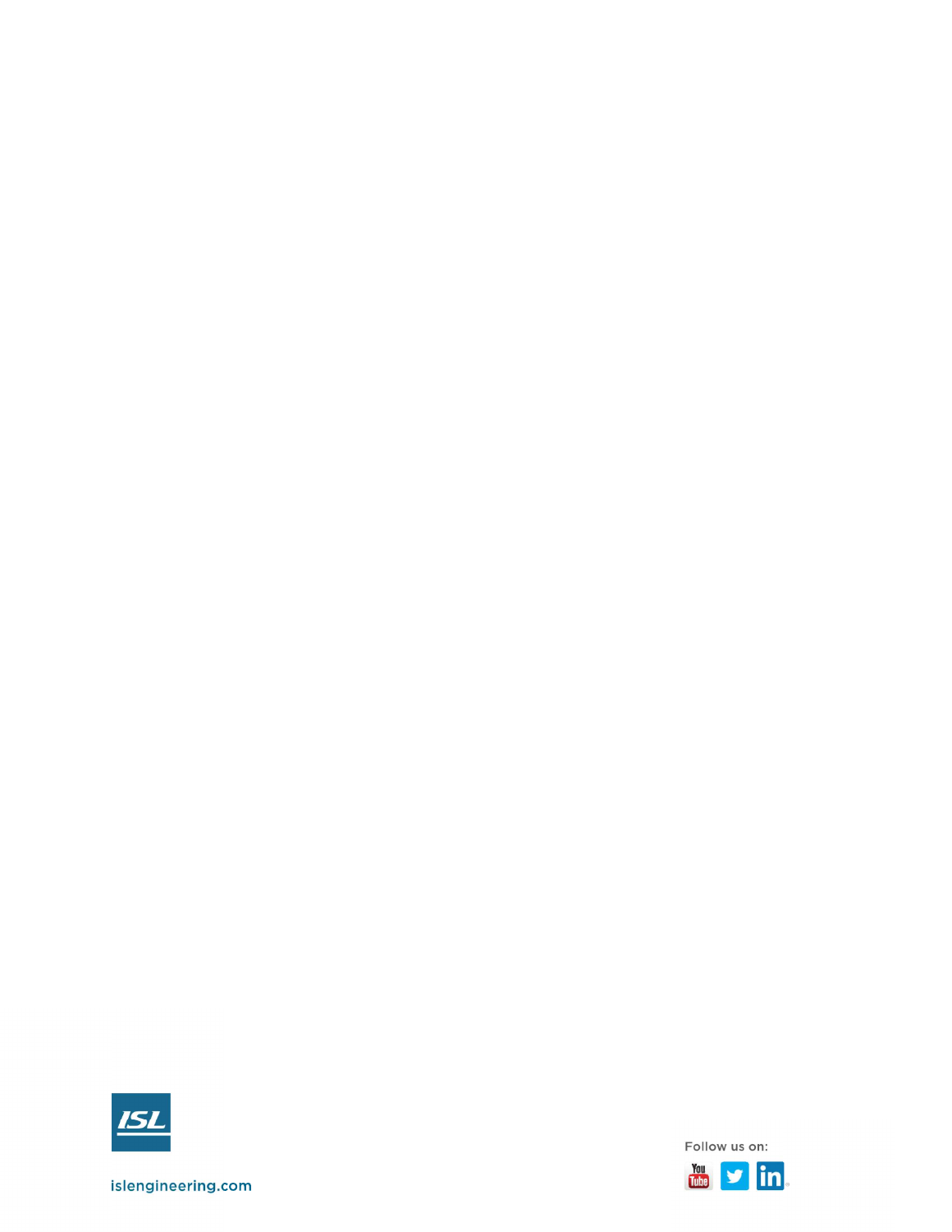ISL

islengineering.com

Follow us on: